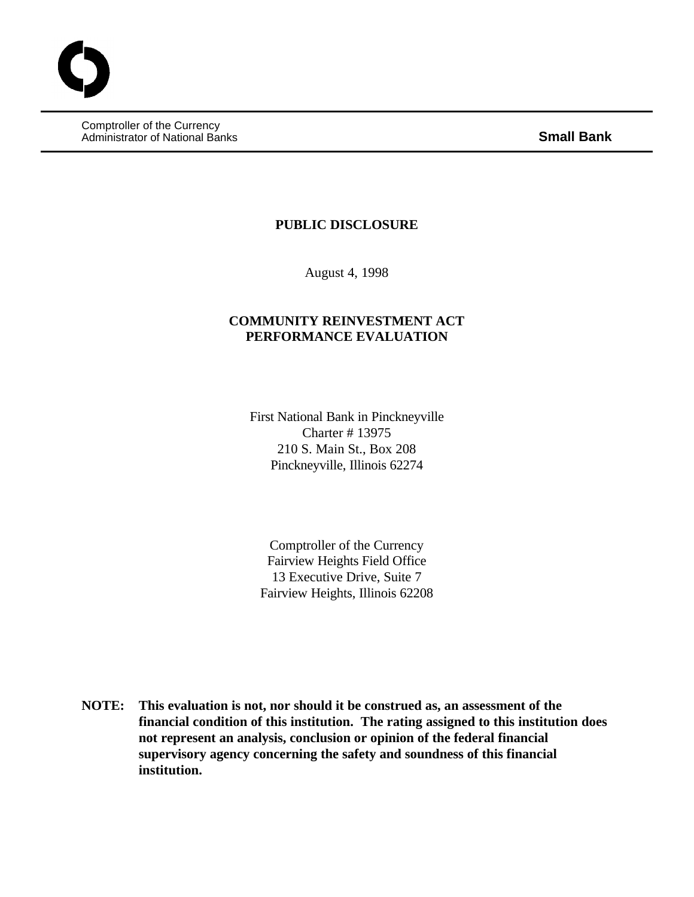Comptroller of the Currency
Administrator of National Banks **Small Bank**

**PUBLIC DISCLOSURE**

August 4, 1998

**COMMUNITY REINVESTMENT ACT**
**PERFORMANCE EVALUATION**

First National Bank in Pinckneyville
Charter # 13975
210 S. Main St., Box 208
Pinckneyville, Illinois 62274

Comptroller of the Currency
Fairview Heights Field Office
13 Executive Drive, Suite 7
Fairview Heights, Illinois 62208

**NOTE: This evaluation is not, nor should it be construed as, an assessment of the financial condition of this institution. The rating assigned to this institution does not represent an analysis, conclusion or opinion of the federal financial supervisory agency concerning the safety and soundness of this financial institution.**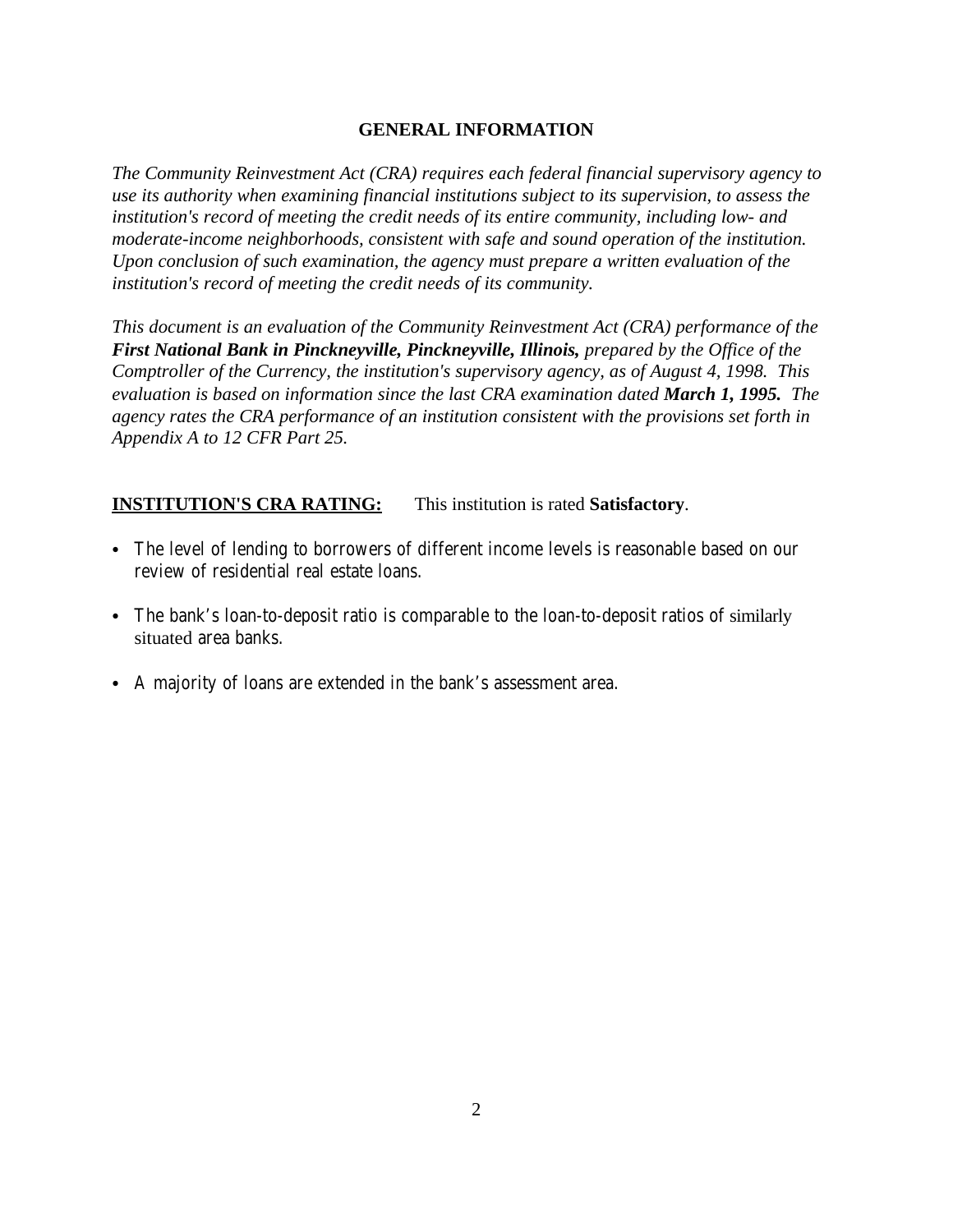## GENERAL INFORMATION

*The Community Reinvestment Act (CRA) requires each federal financial supervisory agency to use its authority when examining financial institutions subject to its supervision, to assess the institution's record of meeting the credit needs of its entire community, including low- and moderate-income neighborhoods, consistent with safe and sound operation of the institution. Upon conclusion of such examination, the agency must prepare a written evaluation of the institution's record of meeting the credit needs of its community.*

*This document is an evaluation of the Community Reinvestment Act (CRA) performance of the* ***First National Bank in Pinckneyville, Pinckneyville, Illinois,*** *prepared by the Office of the Comptroller of the Currency, the institution's supervisory agency, as of August 4, 1998. This evaluation is based on information since the last CRA examination dated* ***March 1, 1995.*** *The agency rates the CRA performance of an institution consistent with the provisions set forth in Appendix A to 12 CFR Part 25.*

**INSTITUTION'S CRA RATING:** This institution is rated **Satisfactory**.

- The level of lending to borrowers of different income levels is reasonable based on our review of residential real estate loans.
- The bank's loan-to-deposit ratio is comparable to the loan-to-deposit ratios of similarly situated area banks.
- A majority of loans are extended in the bank's assessment area.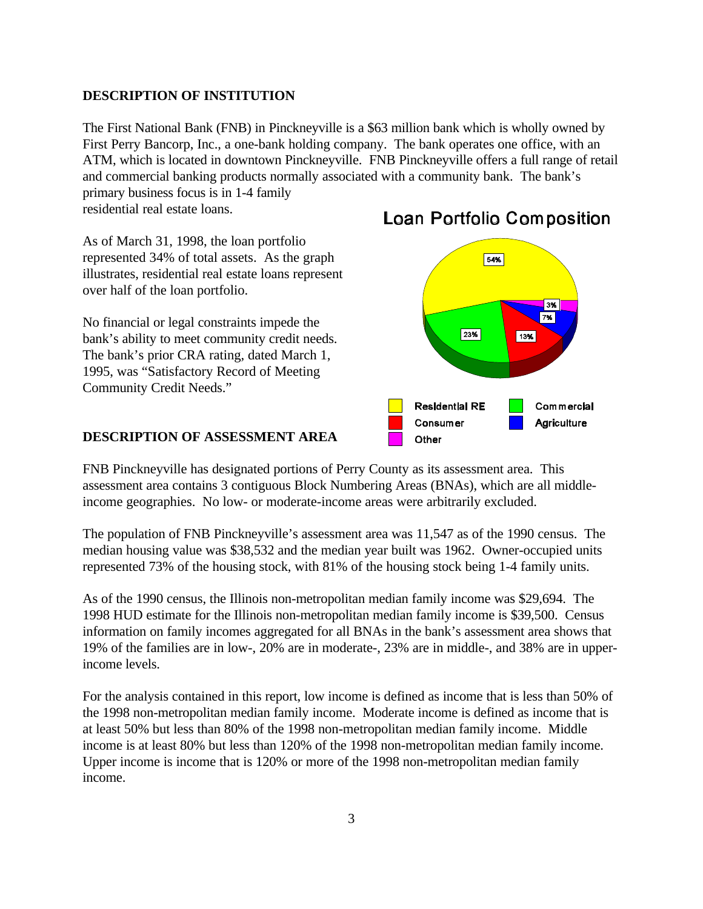## DESCRIPTION OF INSTITUTION

The First National Bank (FNB) in Pinckneyville is a $63 million bank which is wholly owned by First Perry Bancorp, Inc., a one-bank holding company. The bank operates one office, with an ATM, which is located in downtown Pinckneyville. FNB Pinckneyville offers a full range of retail and commercial banking products normally associated with a community bank. The bank's primary business focus is in 1-4 family residential real estate loans.

As of March 31, 1998, the loan portfolio represented 34% of total assets. As the graph illustrates, residential real estate loans represent over half of the loan portfolio.

**Loan Portfolio Composition**

| Loan Type | Percentage |
|---|---|
| Residential RE | 54% |
| Commercial | 23% |
| Consumer | 13% |
| Agriculture | 7% |
| Other | 3% |

No financial or legal constraints impede the bank's ability to meet community credit needs. The bank's prior CRA rating, dated March 1, 1995, was "Satisfactory Record of Meeting Community Credit Needs."

## DESCRIPTION OF ASSESSMENT AREA

FNB Pinckneyville has designated portions of Perry County as its assessment area. This assessment area contains 3 contiguous Block Numbering Areas (BNAs), which are all middle-income geographies. No low- or moderate-income areas were arbitrarily excluded.

The population of FNB Pinckneyville's assessment area was 11,547 as of the 1990 census. The median housing value was $38,532 and the median year built was 1962. Owner-occupied units represented 73% of the housing stock, with 81% of the housing stock being 1-4 family units.

As of the 1990 census, the Illinois non-metropolitan median family income was $29,694. The 1998 HUD estimate for the Illinois non-metropolitan median family income is $39,500. Census information on family incomes aggregated for all BNAs in the bank's assessment area shows that 19% of the families are in low-, 20% are in moderate-, 23% are in middle-, and 38% are in upper-income levels.

For the analysis contained in this report, low income is defined as income that is less than 50% of the 1998 non-metropolitan median family income. Moderate income is defined as income that is at least 50% but less than 80% of the 1998 non-metropolitan median family income. Middle income is at least 80% but less than 120% of the 1998 non-metropolitan median family income. Upper income is income that is 120% or more of the 1998 non-metropolitan median family income.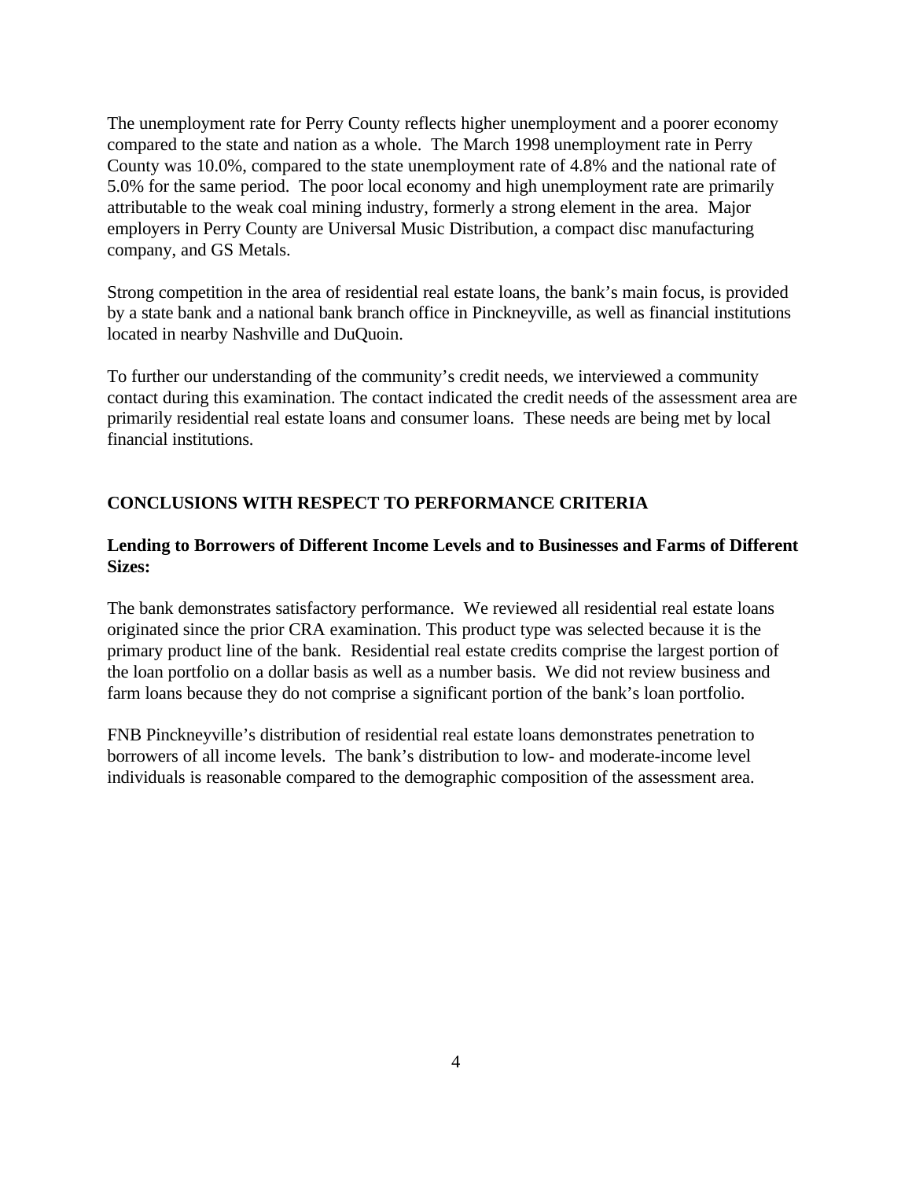The unemployment rate for Perry County reflects higher unemployment and a poorer economy compared to the state and nation as a whole. The March 1998 unemployment rate in Perry County was 10.0%, compared to the state unemployment rate of 4.8% and the national rate of 5.0% for the same period. The poor local economy and high unemployment rate are primarily attributable to the weak coal mining industry, formerly a strong element in the area. Major employers in Perry County are Universal Music Distribution, a compact disc manufacturing company, and GS Metals.

Strong competition in the area of residential real estate loans, the bank's main focus, is provided by a state bank and a national bank branch office in Pinckneyville, as well as financial institutions located in nearby Nashville and DuQuoin.

To further our understanding of the community's credit needs, we interviewed a community contact during this examination. The contact indicated the credit needs of the assessment area are primarily residential real estate loans and consumer loans. These needs are being met by local financial institutions.

## CONCLUSIONS WITH RESPECT TO PERFORMANCE CRITERIA

### Lending to Borrowers of Different Income Levels and to Businesses and Farms of Different Sizes:

The bank demonstrates satisfactory performance. We reviewed all residential real estate loans originated since the prior CRA examination. This product type was selected because it is the primary product line of the bank. Residential real estate credits comprise the largest portion of the loan portfolio on a dollar basis as well as a number basis. We did not review business and farm loans because they do not comprise a significant portion of the bank's loan portfolio.

FNB Pinckneyville's distribution of residential real estate loans demonstrates penetration to borrowers of all income levels. The bank's distribution to low- and moderate-income level individuals is reasonable compared to the demographic composition of the assessment area.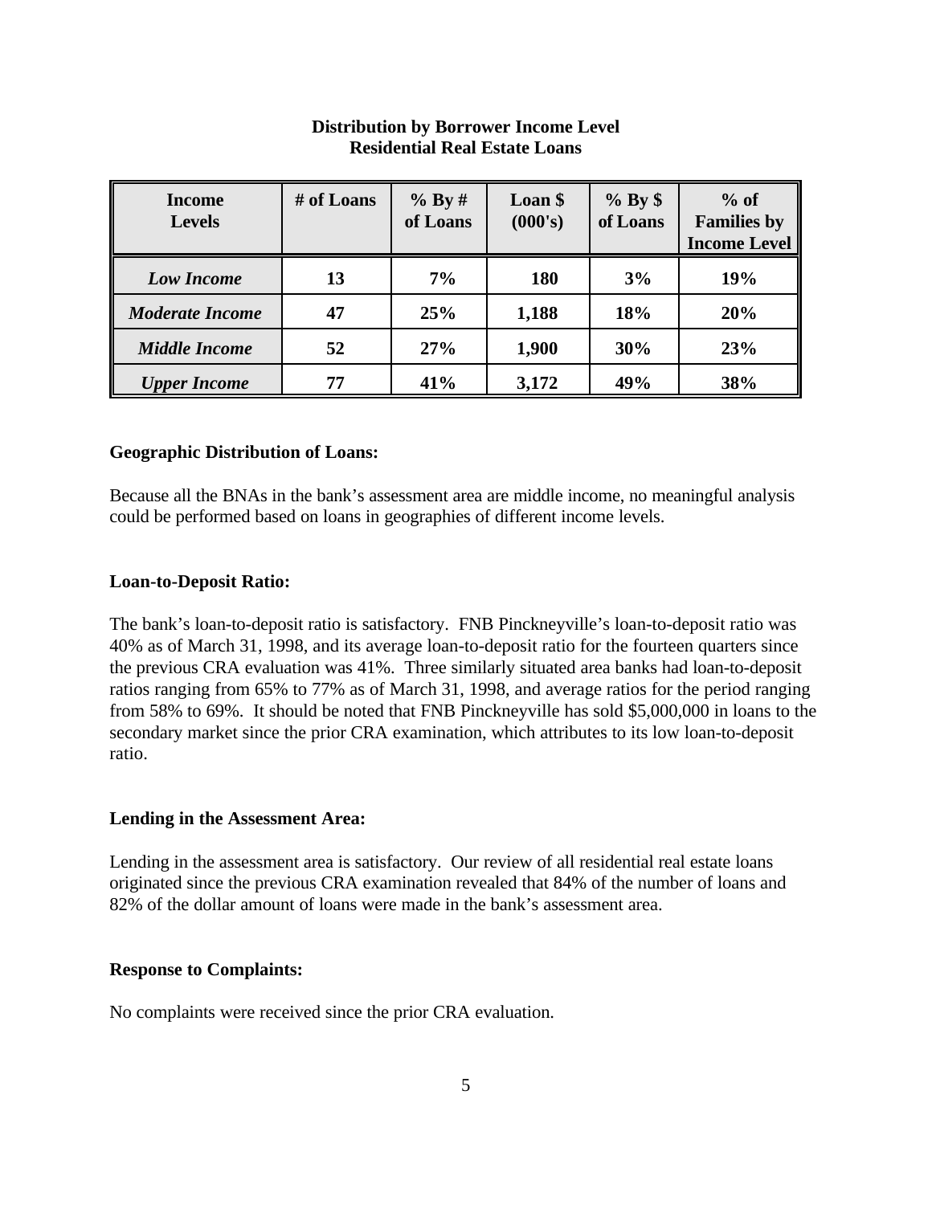**Distribution by Borrower Income Level**
**Residential Real Estate Loans**

| Income Levels | # of Loans | % By # of Loans | Loan $ (000's) | % By $ of Loans | % of Families by Income Level |
|---|---|---|---|---|---|
| *Low Income* | 13 | 7% | 180 | 3% | 19% |
| *Moderate Income* | 47 | 25% | 1,188 | 18% | 20% |
| *Middle Income* | 52 | 27% | 1,900 | 30% | 23% |
| *Upper Income* | 77 | 41% | 3,172 | 49% | 38% |

**Geographic Distribution of Loans:**

Because all the BNAs in the bank's assessment area are middle income, no meaningful analysis could be performed based on loans in geographies of different income levels.

**Loan-to-Deposit Ratio:**

The bank's loan-to-deposit ratio is satisfactory. FNB Pinckneyville's loan-to-deposit ratio was 40% as of March 31, 1998, and its average loan-to-deposit ratio for the fourteen quarters since the previous CRA evaluation was 41%. Three similarly situated area banks had loan-to-deposit ratios ranging from 65% to 77% as of March 31, 1998, and average ratios for the period ranging from 58% to 69%. It should be noted that FNB Pinckneyville has sold $5,000,000 in loans to the secondary market since the prior CRA examination, which attributes to its low loan-to-deposit ratio.

**Lending in the Assessment Area:**

Lending in the assessment area is satisfactory. Our review of all residential real estate loans originated since the previous CRA examination revealed that 84% of the number of loans and 82% of the dollar amount of loans were made in the bank's assessment area.

**Response to Complaints:**

No complaints were received since the prior CRA evaluation.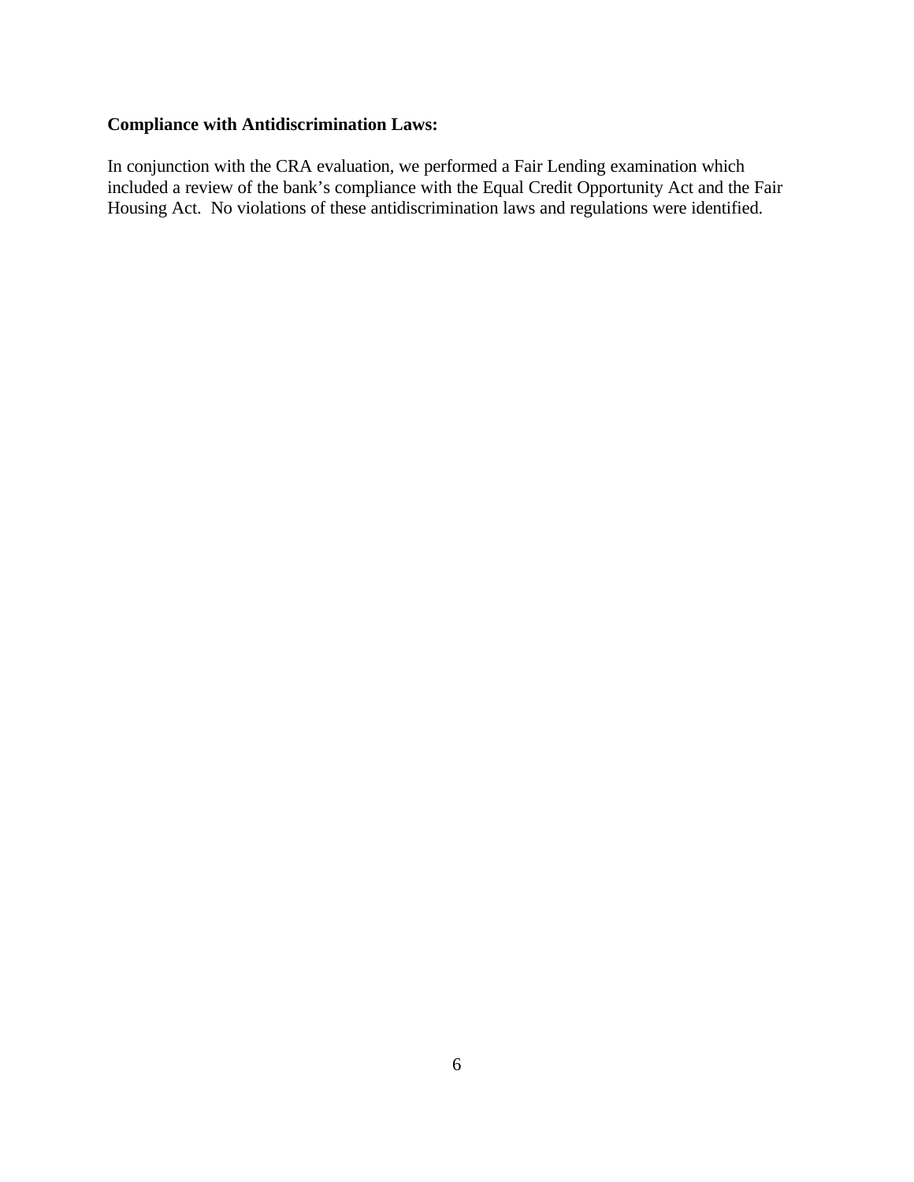**Compliance with Antidiscrimination Laws:**

In conjunction with the CRA evaluation, we performed a Fair Lending examination which included a review of the bank's compliance with the Equal Credit Opportunity Act and the Fair Housing Act. No violations of these antidiscrimination laws and regulations were identified.